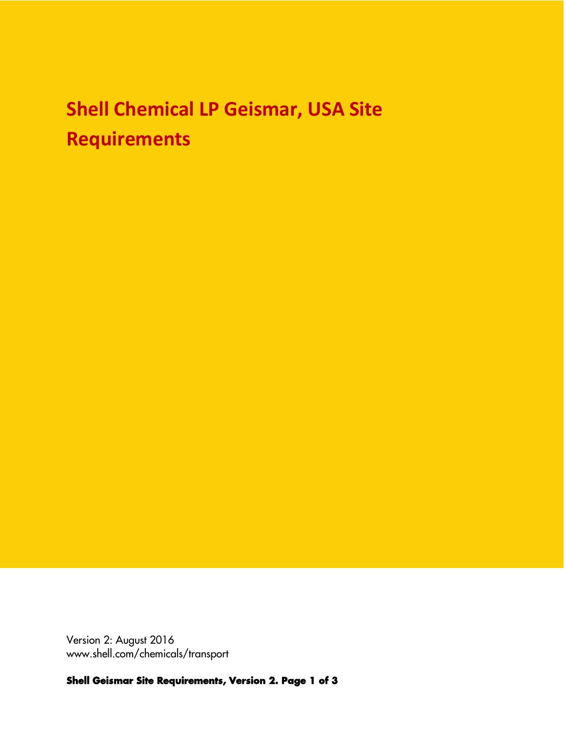# Shell Chemical LP Geismar, USA Site Requirements

Version 2: August 2016
www.shell.com/chemicals/transport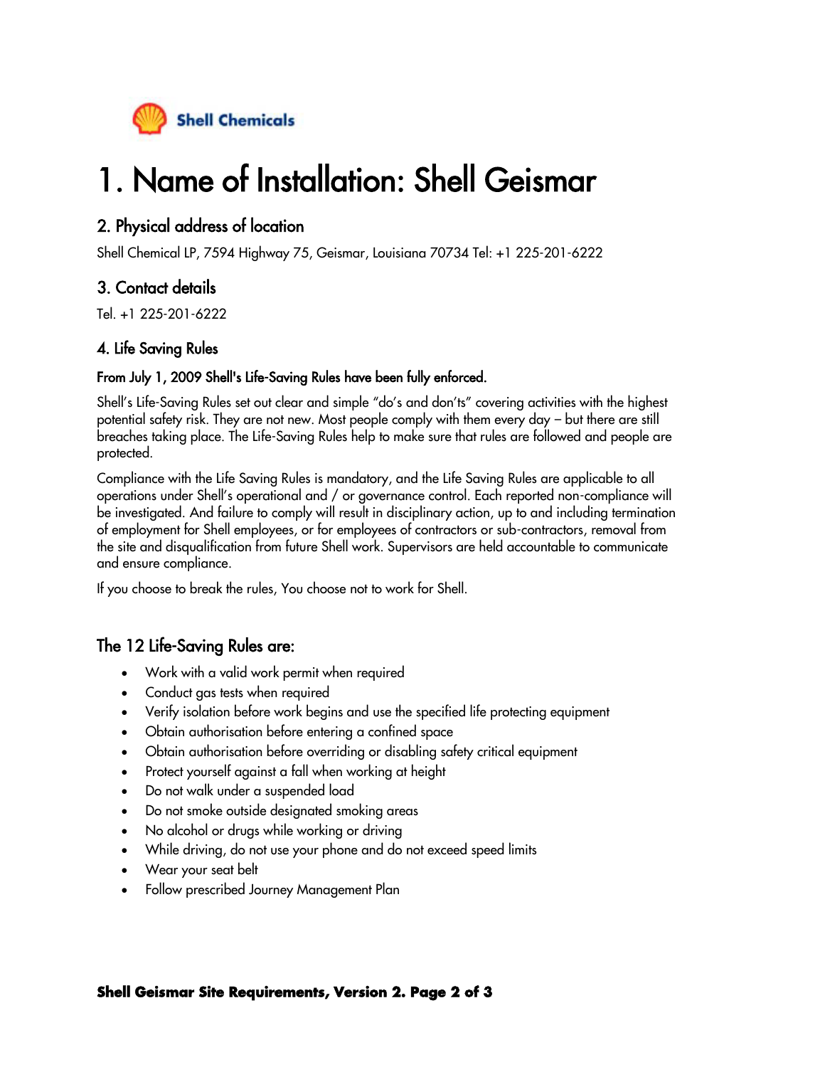Shell Chemicals

# 1. Name of Installation: Shell Geismar

## 2. Physical address of location

Shell Chemical LP, 7594 Highway 75, Geismar, Louisiana 70734 Tel: +1 225-201-6222

## 3. Contact details

Tel. +1 225-201-6222

## 4. Life Saving Rules

**From July 1, 2009 Shell's Life-Saving Rules have been fully enforced.**

Shell's Life-Saving Rules set out clear and simple "do's and don'ts" covering activities with the highest potential safety risk. They are not new. Most people comply with them every day – but there are still breaches taking place. The Life-Saving Rules help to make sure that rules are followed and people are protected.

Compliance with the Life Saving Rules is mandatory, and the Life Saving Rules are applicable to all operations under Shell's operational and / or governance control. Each reported non-compliance will be investigated. And failure to comply will result in disciplinary action, up to and including termination of employment for Shell employees, or for employees of contractors or sub-contractors, removal from the site and disqualification from future Shell work. Supervisors are held accountable to communicate and ensure compliance.

If you choose to break the rules, You choose not to work for Shell.

## The 12 Life-Saving Rules are:

- Work with a valid work permit when required
- Conduct gas tests when required
- Verify isolation before work begins and use the specified life protecting equipment
- Obtain authorisation before entering a confined space
- Obtain authorisation before overriding or disabling safety critical equipment
- Protect yourself against a fall when working at height
- Do not walk under a suspended load
- Do not smoke outside designated smoking areas
- No alcohol or drugs while working or driving
- While driving, do not use your phone and do not exceed speed limits
- Wear your seat belt
- Follow prescribed Journey Management Plan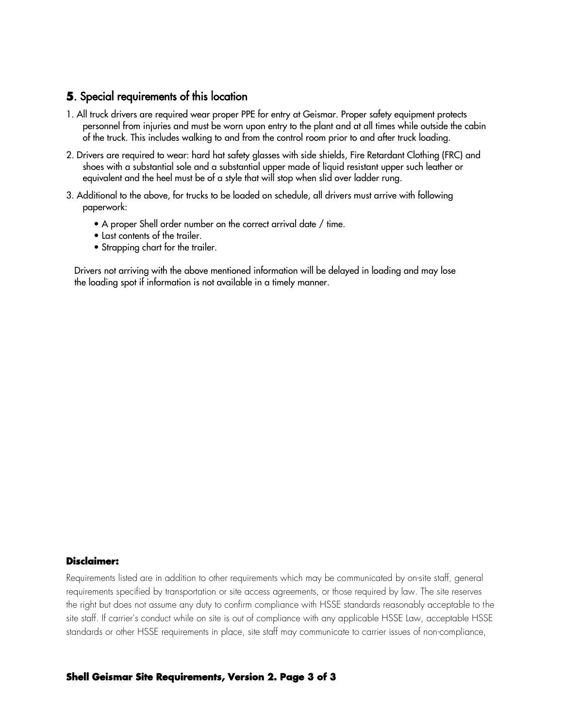## 5. Special requirements of this location

1. All truck drivers are required wear proper PPE for entry at Geismar. Proper safety equipment protects personnel from injuries and must be worn upon entry to the plant and at all times while outside the cabin of the truck. This includes walking to and from the control room prior to and after truck loading.
2. Drivers are required to wear: hard hat safety glasses with side shields, Fire Retardant Clothing (FRC) and shoes with a substantial sole and a substantial upper made of liquid resistant upper such leather or equivalent and the heel must be of a style that will stop when slid over ladder rung.
3. Additional to the above, for trucks to be loaded on schedule, all drivers must arrive with following paperwork:
   - A proper Shell order number on the correct arrival date / time.
   - Last contents of the trailer.
   - Strapping chart for the trailer.

   Drivers not arriving with the above mentioned information will be delayed in loading and may lose the loading spot if information is not available in a timely manner.

**Disclaimer:**

Requirements listed are in addition to other requirements which may be communicated by on-site staff, general requirements specified by transportation or site access agreements, or those required by law. The site reserves the right but does not assume any duty to confirm compliance with HSSE standards reasonably acceptable to the site staff. If carrier's conduct while on site is out of compliance with any applicable HSSE Law, acceptable HSSE standards or other HSSE requirements in place, site staff may communicate to carrier issues of non-compliance,

**Shell Geismar Site Requirements, Version 2.**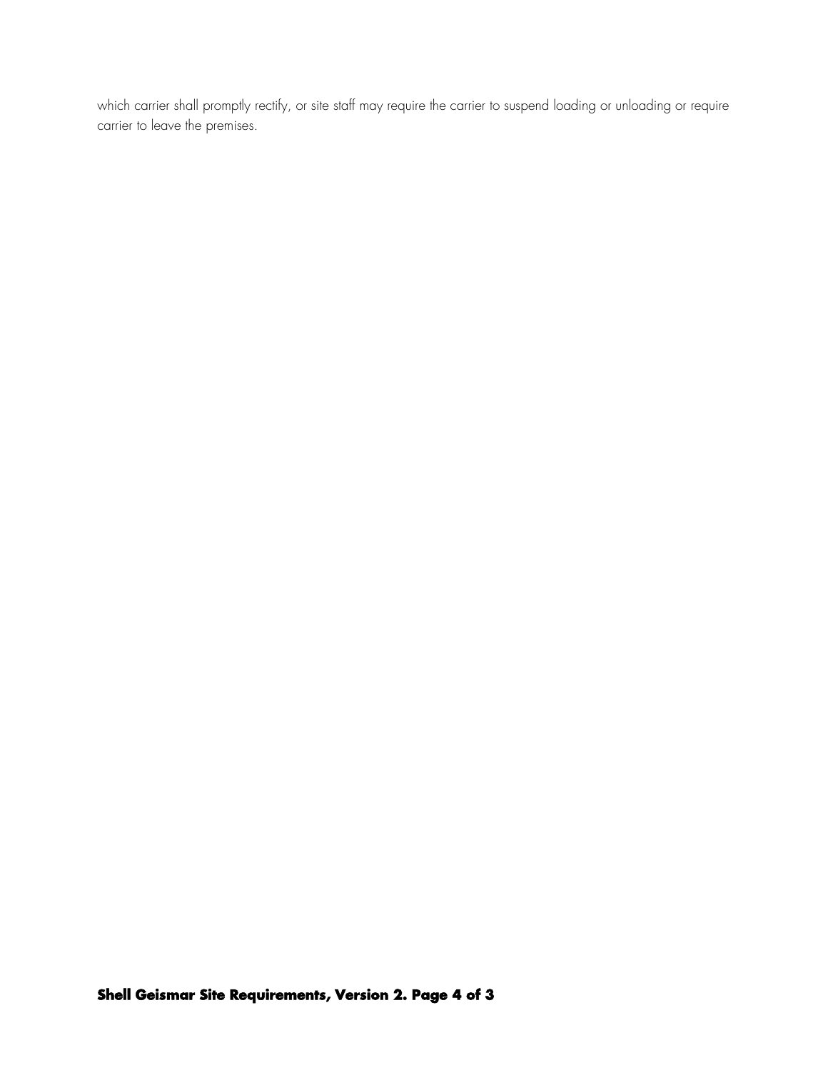which carrier shall promptly rectify, or site staff may require the carrier to suspend loading or unloading or require carrier to leave the premises.